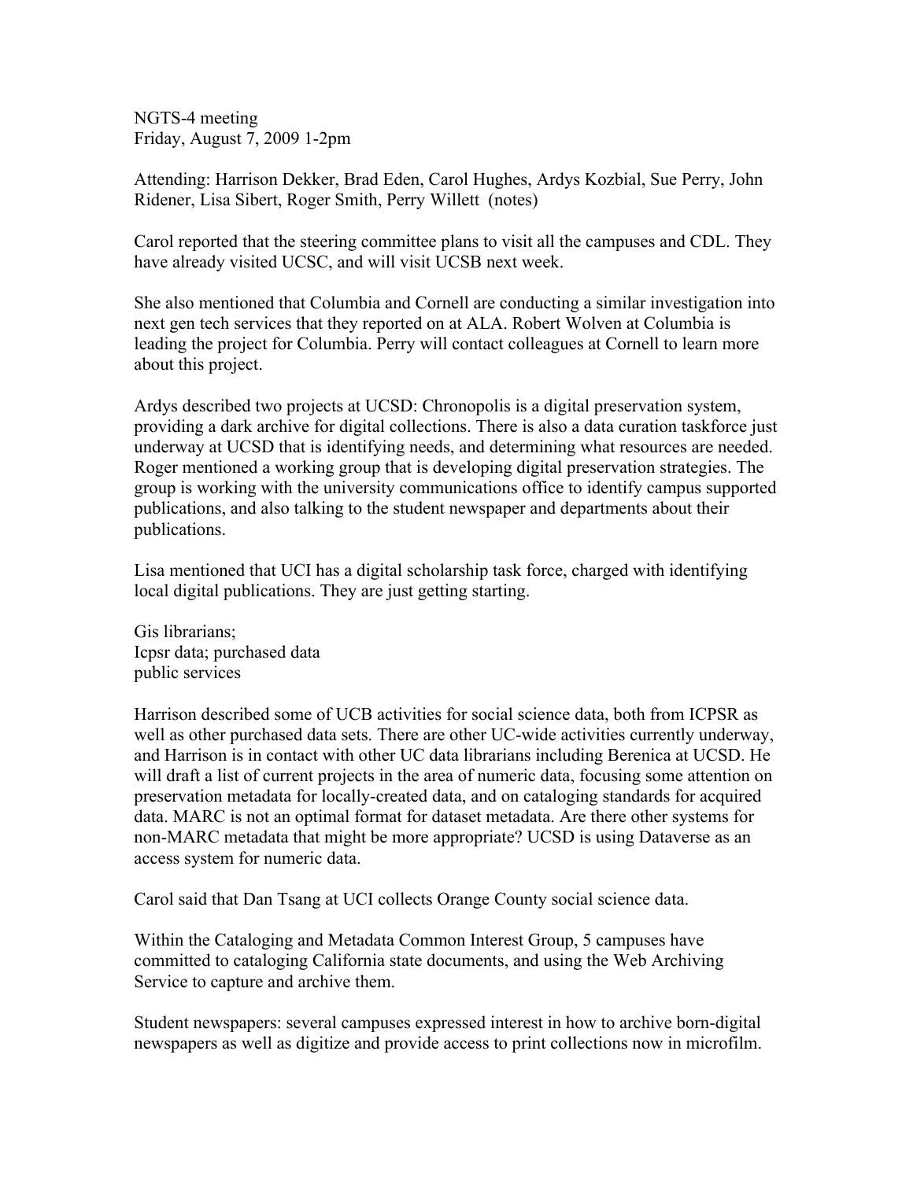NGTS-4 meeting
Friday, August 7, 2009 1-2pm

Attending: Harrison Dekker, Brad Eden, Carol Hughes, Ardys Kozbial, Sue Perry, John Ridener, Lisa Sibert, Roger Smith, Perry Willett (notes)

Carol reported that the steering committee plans to visit all the campuses and CDL. They have already visited UCSC, and will visit UCSB next week.

She also mentioned that Columbia and Cornell are conducting a similar investigation into next gen tech services that they reported on at ALA. Robert Wolven at Columbia is leading the project for Columbia. Perry will contact colleagues at Cornell to learn more about this project.

Ardys described two projects at UCSD: Chronopolis is a digital preservation system, providing a dark archive for digital collections. There is also a data curation taskforce just underway at UCSD that is identifying needs, and determining what resources are needed. Roger mentioned a working group that is developing digital preservation strategies. The group is working with the university communications office to identify campus supported publications, and also talking to the student newspaper and departments about their publications.

Lisa mentioned that UCI has a digital scholarship task force, charged with identifying local digital publications. They are just getting starting.

Gis librarians;
Icpsr data; purchased data
public services

Harrison described some of UCB activities for social science data, both from ICPSR as well as other purchased data sets. There are other UC-wide activities currently underway, and Harrison is in contact with other UC data librarians including Berenica at UCSD. He will draft a list of current projects in the area of numeric data, focusing some attention on preservation metadata for locally-created data, and on cataloging standards for acquired data. MARC is not an optimal format for dataset metadata. Are there other systems for non-MARC metadata that might be more appropriate? UCSD is using Dataverse as an access system for numeric data.

Carol said that Dan Tsang at UCI collects Orange County social science data.

Within the Cataloging and Metadata Common Interest Group, 5 campuses have committed to cataloging California state documents, and using the Web Archiving Service to capture and archive them.

Student newspapers: several campuses expressed interest in how to archive born-digital newspapers as well as digitize and provide access to print collections now in microfilm.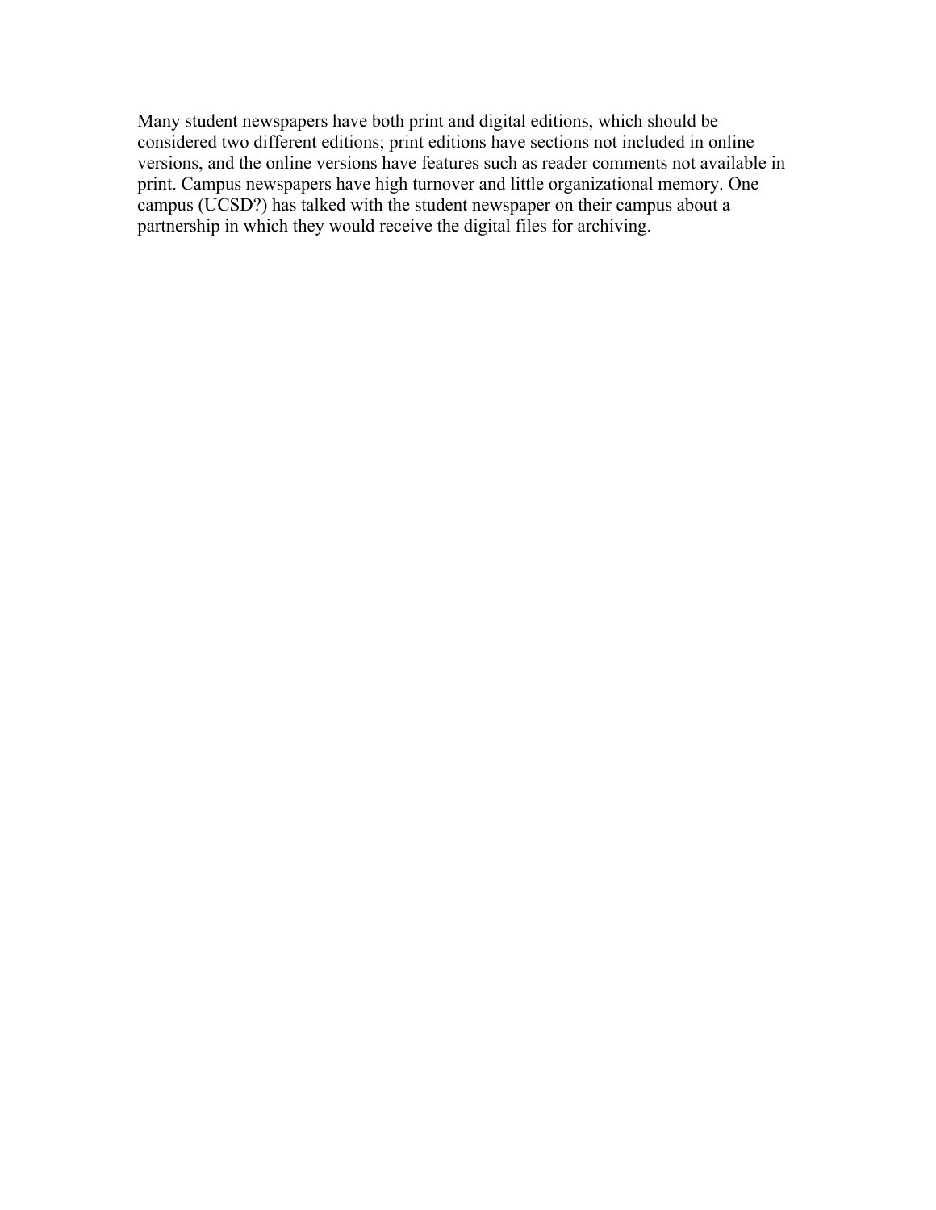Many student newspapers have both print and digital editions, which should be considered two different editions; print editions have sections not included in online versions, and the online versions have features such as reader comments not available in print. Campus newspapers have high turnover and little organizational memory. One campus (UCSD?) has talked with the student newspaper on their campus about a partnership in which they would receive the digital files for archiving.